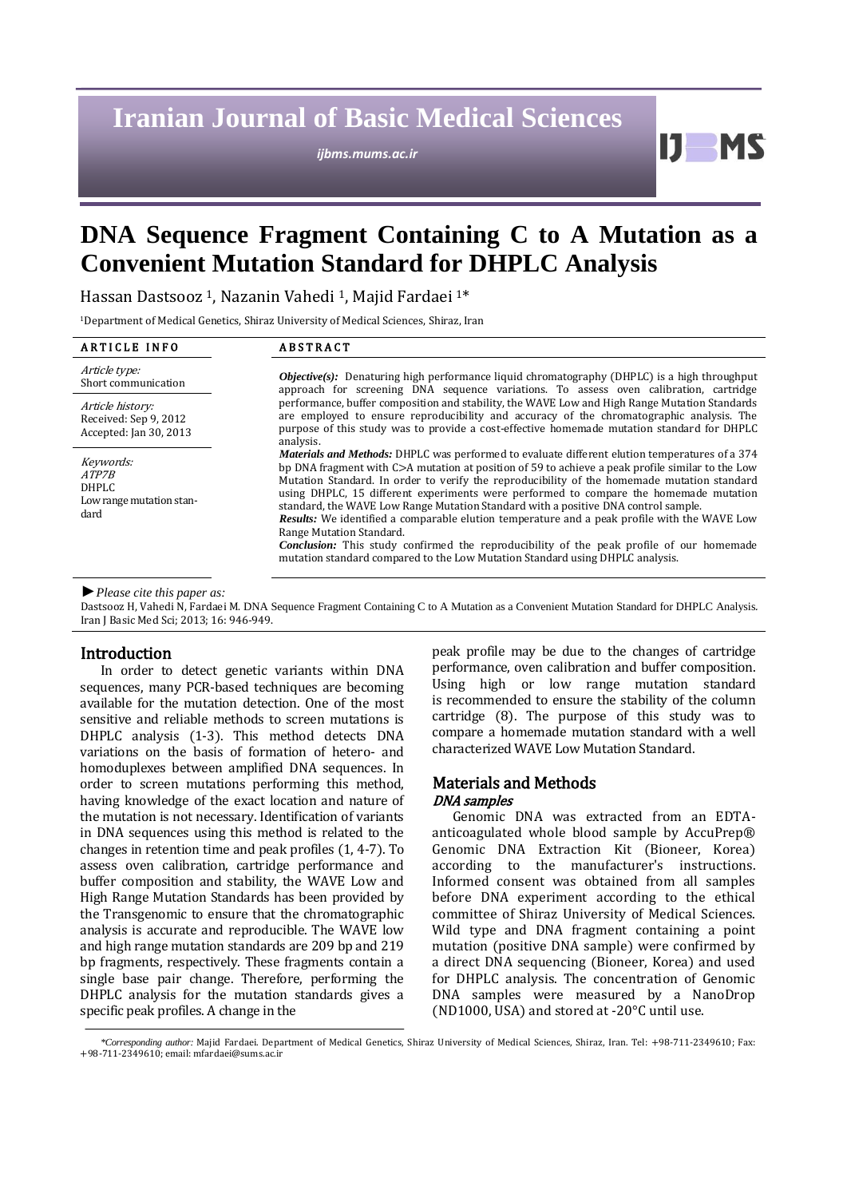# DNA Sequence Fragment Containing C to A Mutation as a Convenient Mutation Standard for DHPLC Analysis

Hassan Dastsooz [1], Nazanin Vahedi [1], Majid Fardaei [1]*

[1]Department of Medical Genetics, Shiraz University of Medical Sciences, Shiraz, Iran

| ARTICLE INFO | ABSTRACT |
|---|---|
| *Article type:* Short communication<br>*Article history:* Received: Sep 9, 2012 Accepted: Jan 30, 2013<br>*Keywords:* *ATP7B* DHPLC Low range mutation standard | ***Objective(s):*** Denaturing high performance liquid chromatography (DHPLC) is a high throughput approach for screening DNA sequence variations. To assess oven calibration, cartridge performance, buffer composition and stability, the WAVE Low and High Range Mutation Standards are employed to ensure reproducibility and accuracy of the chromatographic analysis. The purpose of this study was to provide a cost-effective homemade mutation standard for DHPLC analysis.<br>***Materials and Methods:*** DHPLC was performed to evaluate different elution temperatures of a 374 bp DNA fragment with C>A mutation at position of 59 to achieve a peak profile similar to the Low Mutation Standard. In order to verify the reproducibility of the homemade mutation standard using DHPLC, 15 different experiments were performed to compare the homemade mutation standard, the WAVE Low Range Mutation Standard with a positive DNA control sample.<br>***Results:*** We identified a comparable elution temperature and a peak profile with the WAVE Low Range Mutation Standard.<br>***Conclusion:*** This study confirmed the reproducibility of the peak profile of our homemade mutation standard compared to the Low Mutation Standard using DHPLC analysis. |

►*Please cite this paper as:*

Dastsooz H, Vahedi N, Fardaei M. DNA Sequence Fragment Containing C to A Mutation as a Convenient Mutation Standard for DHPLC Analysis. Iran J Basic Med Sci; 2013; 16: 946-949.

## Introduction

In order to detect genetic variants within DNA sequences, many PCR-based techniques are becoming available for the mutation detection. One of the most sensitive and reliable methods to screen mutations is DHPLC analysis (1-3). This method detects DNA variations on the basis of formation of hetero- and homoduplexes between amplified DNA sequences. In order to screen mutations performing this method, having knowledge of the exact location and nature of the mutation is not necessary. Identification of variants in DNA sequences using this method is related to the changes in retention time and peak profiles (1, 4-7). To assess oven calibration, cartridge performance and buffer composition and stability, the WAVE Low and High Range Mutation Standards has been provided by the Transgenomic to ensure that the chromatographic analysis is accurate and reproducible. The WAVE low and high range mutation standards are 209 bp and 219 bp fragments, respectively. These fragments contain a single base pair change. Therefore, performing the DHPLC analysis for the mutation standards gives a specific peak profiles. A change in the peak profile may be due to the changes of cartridge performance, oven calibration and buffer composition. Using high or low range mutation standard is recommended to ensure the stability of the column cartridge (8). The purpose of this study was to compare a homemade mutation standard with a well characterized WAVE Low Mutation Standard.

## Materials and Methods

### *DNA samples*

Genomic DNA was extracted from an EDTA-anticoagulated whole blood sample by AccuPrep® Genomic DNA Extraction Kit (Bioneer, Korea) according to the manufacturer's instructions. Informed consent was obtained from all samples before DNA experiment according to the ethical committee of Shiraz University of Medical Sciences. Wild type and DNA fragment containing a point mutation (positive DNA sample) were confirmed by a direct DNA sequencing (Bioneer, Korea) and used for DHPLC analysis. The concentration of Genomic DNA samples were measured by a NanoDrop (ND1000, USA) and stored at -20°C until use.

*\*Corresponding author:* Majid Fardaei. Department of Medical Genetics, Shiraz University of Medical Sciences, Shiraz, Iran. Tel: +98-711-2349610; Fax: +98-711-2349610; email: mfardaei@sums.ac.ir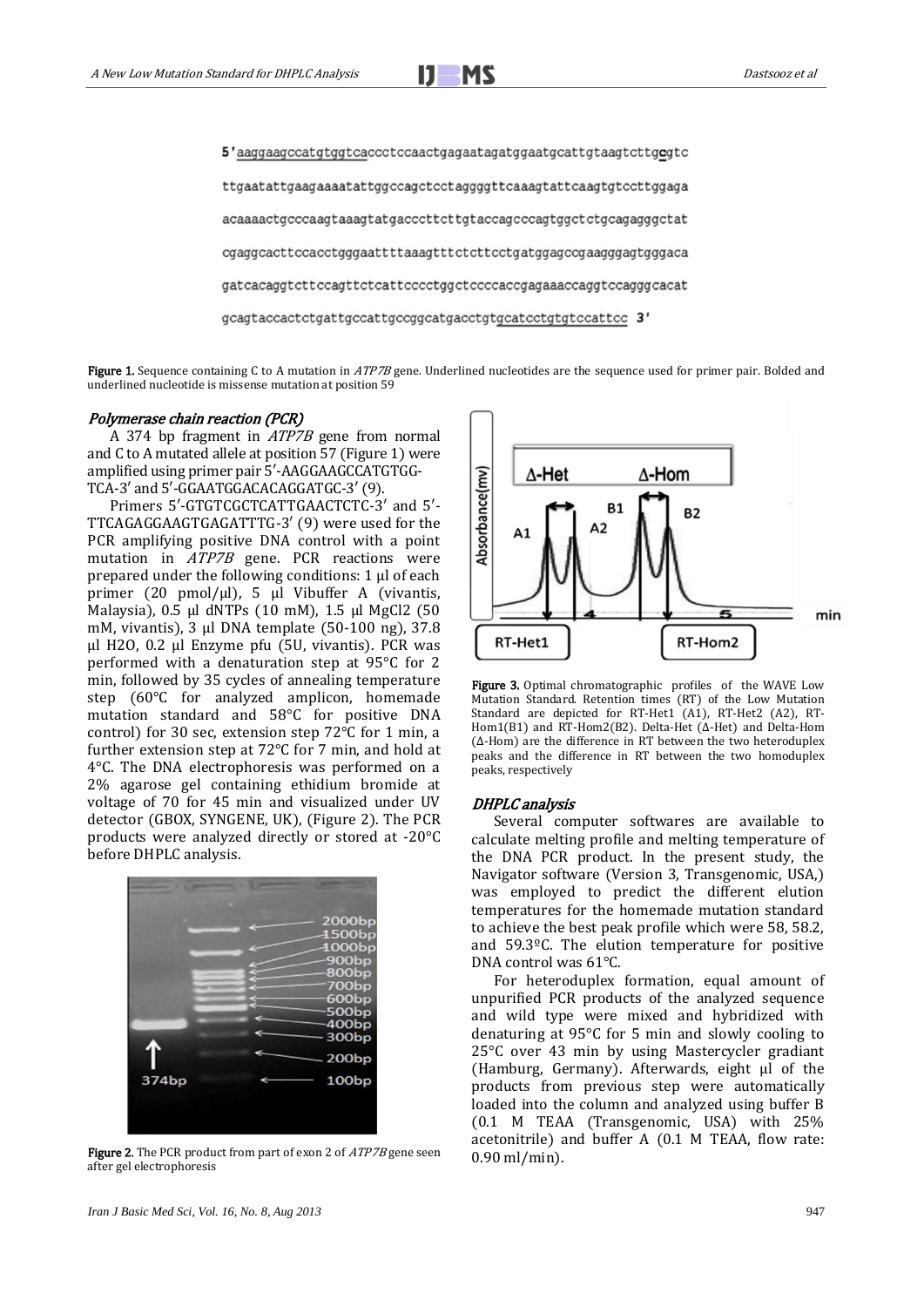5′aaggaagccatgtggtcaccctccaactgagaatagatggaatgcattgtaagtcttgcgtc

ttgaatattgaagaaaatattggccagctcctaggggttcaaagtattcaagtgtccttggaga

acaaaactgcccaagtaaagtatgacccttcttgtaccagcccagtggctctgcagagggctat

cgaggcacttccacctgggaattttaaagtttctcttcctgatggagccgaagggagtgggaca

gatcacaggtcttccagttctcattccccctggctccccaccgagaaaccaggtccagggcacat

gcagtaccactctgattgccattgccggcatgacctgtgcatcctgtgtccattcc 3′

**Figure 1.** Sequence containing C to A mutation in *ATP7B* gene. Underlined nucleotides are the sequence used for primer pair. Bolded and underlined nucleotide is missense mutation at position 59

### *Polymerase chain reaction (PCR)*

A 374 bp fragment in *ATP7B* gene from normal and C to A mutated allele at position 57 (Figure 1) were amplified using primer pair 5′-AAGGAAGCCATGTGG-TCA-3′ and 5′-GGAATGGACACAGGATGC-3′ (9).

Primers 5′-GTGTCGCTCATTGAACTCTC-3′ and 5′-TTCAGAGGAAGTGAGATTTG-3′ (9) were used for the PCR amplifying positive DNA control with a point mutation in *ATP7B* gene. PCR reactions were prepared under the following conditions: 1 µl of each primer (20 pmol/µl), 5 µl Vibuffer A (vivantis, Malaysia), 0.5 µl dNTPs (10 mM), 1.5 µl $MgCl_2$ (50 mM, vivantis), 3 µl DNA template (50-100 ng), 37.8 µl $H_2O$, 0.2 µl Enzyme pfu (5U, vivantis). PCR was performed with a denaturation step at 95°C for 2 min, followed by 35 cycles of annealing temperature step (60°C for analyzed amplicon, homemade mutation standard and 58°C for positive DNA control) for 30 sec, extension step 72°C for 1 min, a further extension step at 72°C for 7 min, and hold at 4°C. The DNA electrophoresis was performed on a 2% agarose gel containing ethidium bromide at voltage of 70 for 45 min and visualized under UV detector (GBOX, SYNGENE, UK), (Figure 2). The PCR products were analyzed directly or stored at -20°C before DHPLC analysis.

**Figure 2.** The PCR product from part of exon 2 of *ATP7B* gene seen after gel electrophoresis

**Figure 3.** Optimal chromatographic profiles of the WAVE Low Mutation Standard. Retention times (RT) of the Low Mutation Standard are depicted for RT-Het1 (A1), RT-Het2 (A2), RT-Hom1(B1) and RT-Hom2(B2). Delta-Het (Δ-Het) and Delta-Hom (Δ-Hom) are the difference in RT between the two heteroduplex peaks and the difference in RT between the two homoduplex peaks, respectively

### *DHPLC analysis*

Several computer softwares are available to calculate melting profile and melting temperature of the DNA PCR product. In the present study, the Navigator software (Version 3, Transgenomic, USA,) was employed to predict the different elution temperatures for the homemade mutation standard to achieve the best peak profile which were 58, 58.2, and 59.3ºC. The elution temperature for positive DNA control was 61°C.

For heteroduplex formation, equal amount of unpurified PCR products of the analyzed sequence and wild type were mixed and hybridized with denaturing at 95°C for 5 min and slowly cooling to 25°C over 43 min by using Mastercycler gradiant (Hamburg, Germany). Afterwards, eight µl of the products from previous step were automatically loaded into the column and analyzed using buffer B (0.1 M TEAA (Transgenomic, USA) with 25% acetonitrile) and buffer A (0.1 M TEAA, flow rate: 0.90 ml/min).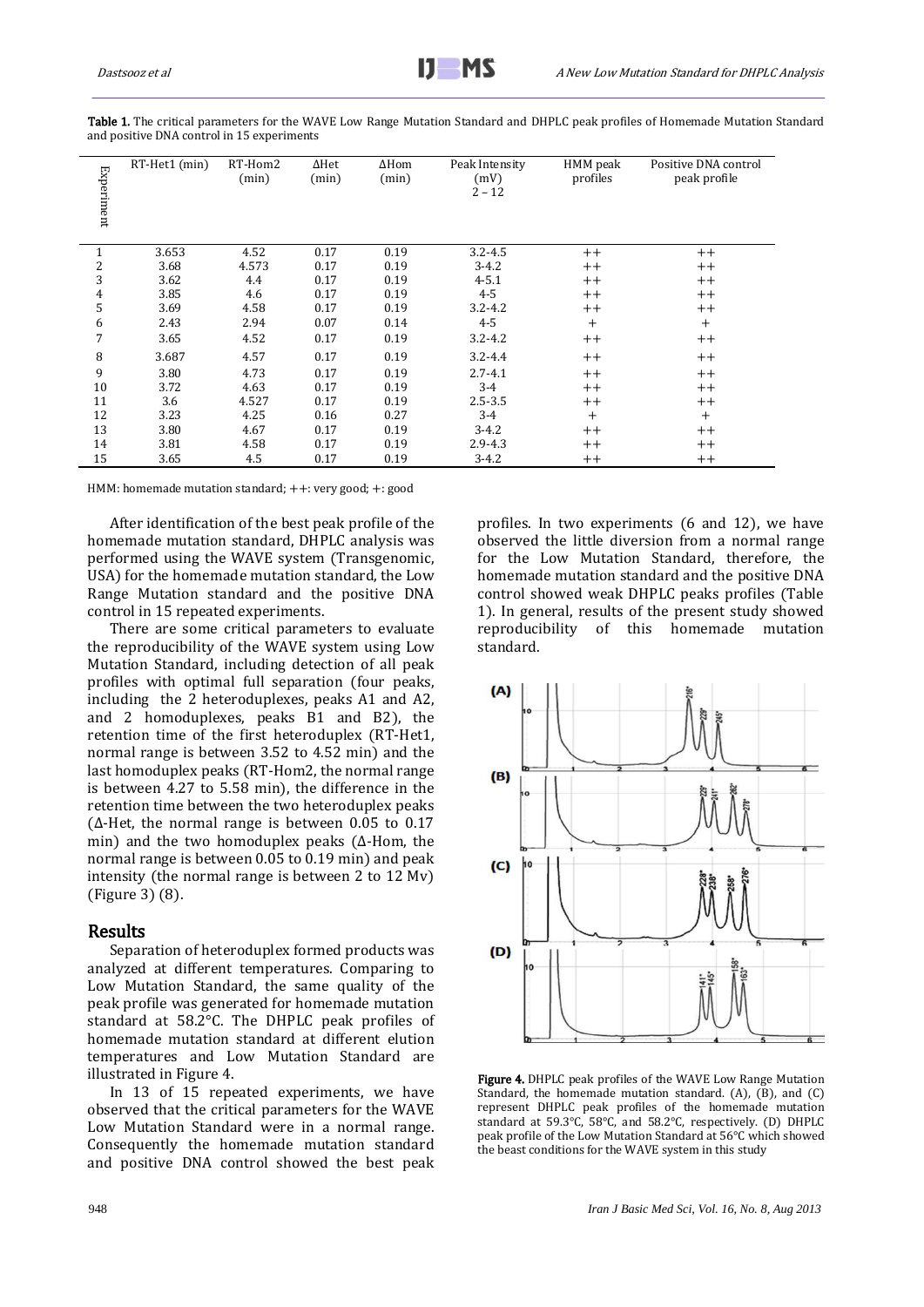**Table 1.** The critical parameters for the WAVE Low Range Mutation Standard and DHPLC peak profiles of Homemade Mutation Standard and positive DNA control in 15 experiments

| Experiment | RT-Het1 (min) | RT-Hom2 (min) | ΔHet (min) | ΔHom (min) | Peak Intensity (mV) 2 – 12 | HMM peak profiles | Positive DNA control peak profile |
|---|---|---|---|---|---|---|---|
| 1 | 3.653 | 4.52 | 0.17 | 0.19 | 3.2-4.5 | ++ | ++ |
| 2 | 3.68 | 4.573 | 0.17 | 0.19 | 3-4.2 | ++ | ++ |
| 3 | 3.62 | 4.4 | 0.17 | 0.19 | 4-5.1 | ++ | ++ |
| 4 | 3.85 | 4.6 | 0.17 | 0.19 | 4-5 | ++ | ++ |
| 5 | 3.69 | 4.58 | 0.17 | 0.19 | 3.2-4.2 | ++ | ++ |
| 6 | 2.43 | 2.94 | 0.07 | 0.14 | 4-5 | + | + |
| 7 | 3.65 | 4.52 | 0.17 | 0.19 | 3.2-4.2 | ++ | ++ |
| 8 | 3.687 | 4.57 | 0.17 | 0.19 | 3.2-4.4 | ++ | ++ |
| 9 | 3.80 | 4.73 | 0.17 | 0.19 | 2.7-4.1 | ++ | ++ |
| 10 | 3.72 | 4.63 | 0.17 | 0.19 | 3-4 | ++ | ++ |
| 11 | 3.6 | 4.527 | 0.17 | 0.19 | 2.5-3.5 | ++ | ++ |
| 12 | 3.23 | 4.25 | 0.16 | 0.27 | 3-4 | + | + |
| 13 | 3.80 | 4.67 | 0.17 | 0.19 | 3-4.2 | ++ | ++ |
| 14 | 3.81 | 4.58 | 0.17 | 0.19 | 2.9-4.3 | ++ | ++ |
| 15 | 3.65 | 4.5 | 0.17 | 0.19 | 3-4.2 | ++ | ++ |

HMM: homemade mutation standard; ++: very good; +: good

After identification of the best peak profile of the homemade mutation standard, DHPLC analysis was performed using the WAVE system (Transgenomic, USA) for the homemade mutation standard, the Low Range Mutation standard and the positive DNA control in 15 repeated experiments.

There are some critical parameters to evaluate the reproducibility of the WAVE system using Low Mutation Standard, including detection of all peak profiles with optimal full separation (four peaks, including the 2 heteroduplexes, peaks A1 and A2, and 2 homoduplexes, peaks B1 and B2), the retention time of the first heteroduplex (RT-Het1, normal range is between 3.52 to 4.52 min) and the last homoduplex peaks (RT-Hom2, the normal range is between 4.27 to 5.58 min), the difference in the retention time between the two heteroduplex peaks (Δ-Het, the normal range is between 0.05 to 0.17 min) and the two homoduplex peaks (Δ-Hom, the normal range is between 0.05 to 0.19 min) and peak intensity (the normal range is between 2 to 12 Mv) (Figure 3) (8).

## Results

Separation of heteroduplex formed products was analyzed at different temperatures. Comparing to Low Mutation Standard, the same quality of the peak profile was generated for homemade mutation standard at 58.2°C. The DHPLC peak profiles of homemade mutation standard at different elution temperatures and Low Mutation Standard are illustrated in Figure 4.

In 13 of 15 repeated experiments, we have observed that the critical parameters for the WAVE Low Mutation Standard were in a normal range. Consequently the homemade mutation standard and positive DNA control showed the best peak profiles. In two experiments (6 and 12), we have observed the little diversion from a normal range for the Low Mutation Standard, therefore, the homemade mutation standard and the positive DNA control showed weak DHPLC peaks profiles (Table 1). In general, results of the present study showed reproducibility of this homemade mutation standard.

**Figure 4.** DHPLC peak profiles of the WAVE Low Range Mutation Standard, the homemade mutation standard. (A), (B), and (C) represent DHPLC peak profiles of the homemade mutation standard at 59.3°C, 58°C, and 58.2°C, respectively. (D) DHPLC peak profile of the Low Mutation Standard at 56°C which showed the beast conditions for the WAVE system in this study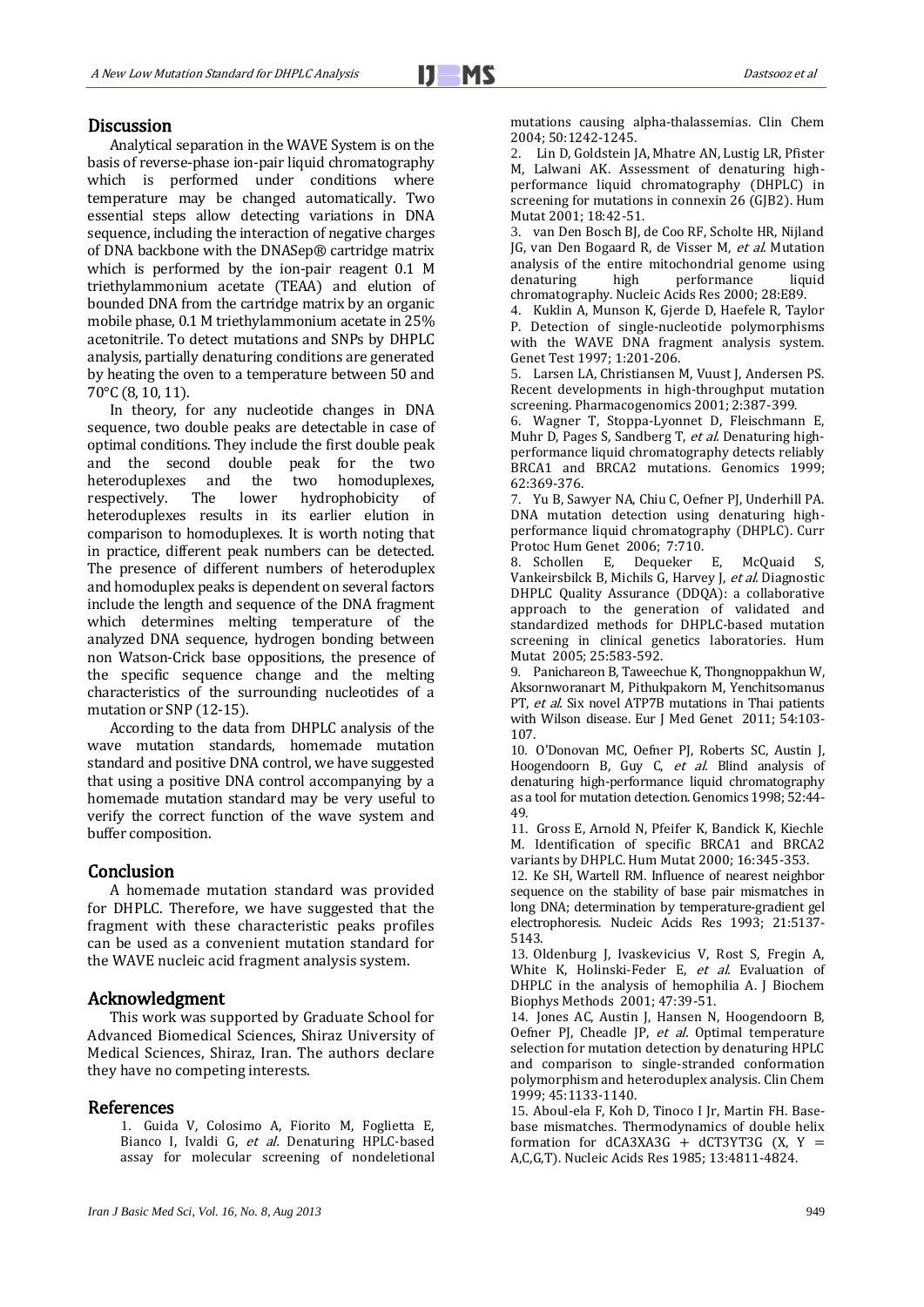## Discussion

Analytical separation in the WAVE System is on the basis of reverse-phase ion-pair liquid chromatography which is performed under conditions where temperature may be changed automatically. Two essential steps allow detecting variations in DNA sequence, including the interaction of negative charges of DNA backbone with the DNASep® cartridge matrix which is performed by the ion-pair reagent 0.1 M triethylammonium acetate (TEAA) and elution of bounded DNA from the cartridge matrix by an organic mobile phase, 0.1 M triethylammonium acetate in 25% acetonitrile. To detect mutations and SNPs by DHPLC analysis, partially denaturing conditions are generated by heating the oven to a temperature between 50 and 70°C (8, 10, 11).

In theory, for any nucleotide changes in DNA sequence, two double peaks are detectable in case of optimal conditions. They include the first double peak and the second double peak for the two heteroduplexes and the two homoduplexes, respectively. The lower hydrophobicity of heteroduplexes results in its earlier elution in comparison to homoduplexes. It is worth noting that in practice, different peak numbers can be detected. The presence of different numbers of heteroduplex and homoduplex peaks is dependent on several factors include the length and sequence of the DNA fragment which determines melting temperature of the analyzed DNA sequence, hydrogen bonding between non Watson-Crick base oppositions, the presence of the specific sequence change and the melting characteristics of the surrounding nucleotides of a mutation or SNP (12-15).

According to the data from DHPLC analysis of the wave mutation standards, homemade mutation standard and positive DNA control, we have suggested that using a positive DNA control accompanying by a homemade mutation standard may be very useful to verify the correct function of the wave system and buffer composition.

## Conclusion

A homemade mutation standard was provided for DHPLC. Therefore, we have suggested that the fragment with these characteristic peaks profiles can be used as a convenient mutation standard for the WAVE nucleic acid fragment analysis system.

## Acknowledgment

This work was supported by Graduate School for Advanced Biomedical Sciences, Shiraz University of Medical Sciences, Shiraz, Iran. The authors declare they have no competing interests.

## References

1. Guida V, Colosimo A, Fiorito M, Foglietta E, Bianco I, Ivaldi G, *et al.* Denaturing HPLC-based assay for molecular screening of nondeletional mutations causing alpha-thalassemias. Clin Chem 2004; 50:1242-1245.
2. Lin D, Goldstein JA, Mhatre AN, Lustig LR, Pfister M, Lalwani AK. Assessment of denaturing high-performance liquid chromatography (DHPLC) in screening for mutations in connexin 26 (GJB2). Hum Mutat 2001; 18:42-51.
3. van Den Bosch BJ, de Coo RF, Scholte HR, Nijland JG, van Den Bogaard R, de Visser M, *et al.* Mutation analysis of the entire mitochondrial genome using denaturing high performance liquid chromatography. Nucleic Acids Res 2000; 28:E89.
4. Kuklin A, Munson K, Gjerde D, Haefele R, Taylor P. Detection of single-nucleotide polymorphisms with the WAVE DNA fragment analysis system. Genet Test 1997; 1:201-206.
5. Larsen LA, Christiansen M, Vuust J, Andersen PS. Recent developments in high-throughput mutation screening. Pharmacogenomics 2001; 2:387-399.
6. Wagner T, Stoppa-Lyonnet D, Fleischmann E, Muhr D, Pages S, Sandberg T, *et al.* Denaturing high-performance liquid chromatography detects reliably BRCA1 and BRCA2 mutations. Genomics 1999; 62:369-376.
7. Yu B, Sawyer NA, Chiu C, Oefner PJ, Underhill PA. DNA mutation detection using denaturing high-performance liquid chromatography (DHPLC). Curr Protoc Hum Genet 2006; 7:710.
8. Schollen E, Dequeker E, McQuaid S, Vankeirsbilck B, Michils G, Harvey J, *et al.* Diagnostic DHPLC Quality Assurance (DDQA): a collaborative approach to the generation of validated and standardized methods for DHPLC-based mutation screening in clinical genetics laboratories. Hum Mutat 2005; 25:583-592.
9. Panichareon B, Taweechue K, Thongnoppakhun W, Aksornworanart M, Pithukpakorn M, Yenchitsomanus PT, *et al.* Six novel ATP7B mutations in Thai patients with Wilson disease. Eur J Med Genet 2011; 54:103-107.
10. O'Donovan MC, Oefner PJ, Roberts SC, Austin J, Hoogendoorn B, Guy C, *et al.* Blind analysis of denaturing high-performance liquid chromatography as a tool for mutation detection. Genomics 1998; 52:44-49.
11. Gross E, Arnold N, Pfeifer K, Bandick K, Kiechle M. Identification of specific BRCA1 and BRCA2 variants by DHPLC. Hum Mutat 2000; 16:345-353.
12. Ke SH, Wartell RM. Influence of nearest neighbor sequence on the stability of base pair mismatches in long DNA; determination by temperature-gradient gel electrophoresis. Nucleic Acids Res 1993; 21:5137-5143.
13. Oldenburg J, Ivaskevicius V, Rost S, Fregin A, White K, Holinski-Feder E, *et al.* Evaluation of DHPLC in the analysis of hemophilia A. J Biochem Biophys Methods 2001; 47:39-51.
14. Jones AC, Austin J, Hansen N, Hoogendoorn B, Oefner PJ, Cheadle JP, *et al.* Optimal temperature selection for mutation detection by denaturing HPLC and comparison to single-stranded conformation polymorphism and heteroduplex analysis. Clin Chem 1999; 45:1133-1140.
15. Aboul-ela F, Koh D, Tinoco I Jr, Martin FH. Base-base mismatches. Thermodynamics of double helix formation for dCA3XA3G + dCT3YT3G (X, Y = A,C,G,T). Nucleic Acids Res 1985; 13:4811-4824.